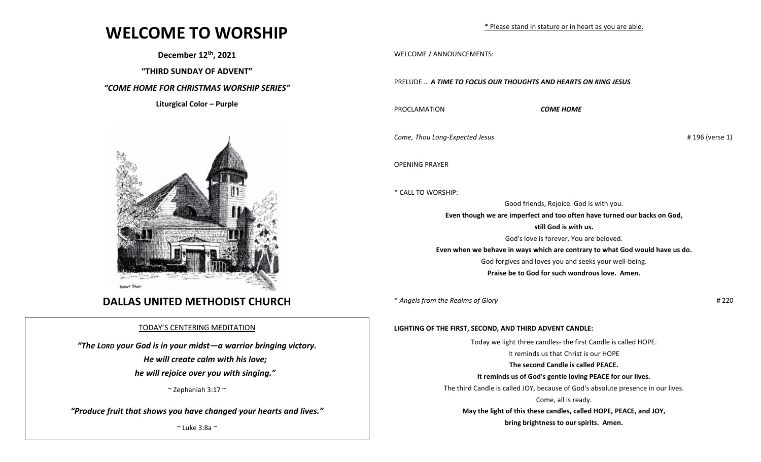# WELCOME TO WORSHIP

**December 12th, 2021**

**"THIRD SUNDAY OF ADVENT"**

***"COME HOME FOR CHRISTMAS WORSHIP SERIES"***

**Liturgical Color – Purple**

Robert Stair

## DALLAS UNITED METHODIST CHURCH

TODAY'S CENTERING MEDITATION

***"The LORD your God is in your midst—a warrior bringing victory.***
***He will create calm with his love;***
***he will rejoice over you with singing."***

~ Zephaniah 3:17 ~

***"Produce fruit that shows you have changed your hearts and lives."***

~ Luke 3:8a ~

\* Please stand in stature or in heart as you are able.

WELCOME / ANNOUNCEMENTS:

PRELUDE … ***A TIME TO FOCUS OUR THOUGHTS AND HEARTS ON KING JESUS***

PROCLAMATION ***COME HOME***

*Come, Thou Long-Expected Jesus* # 196 (verse 1)

OPENING PRAYER

\* CALL TO WORSHIP:

Good friends, Rejoice. God is with you.
**Even though we are imperfect and too often have turned our backs on God,**
**still God is with us.**
God's love is forever. You are beloved.
**Even when we behave in ways which are contrary to what God would have us do.**
God forgives and loves you and seeks your well-being.
**Praise be to God for such wondrous love. Amen.**

\* *Angels from the Realms of Glory* # 220

**LIGHTING OF THE FIRST, SECOND, AND THIRD ADVENT CANDLE:**

Today we light three candles- the first Candle is called HOPE.
It reminds us that Christ is our HOPE
**The second Candle is called PEACE.**
**It reminds us of God's gentle loving PEACE for our lives.**
The third Candle is called JOY, because of God's absolute presence in our lives.
Come, all is ready.
**May the light of this these candles, called HOPE, PEACE, and JOY,**
**bring brightness to our spirits. Amen.**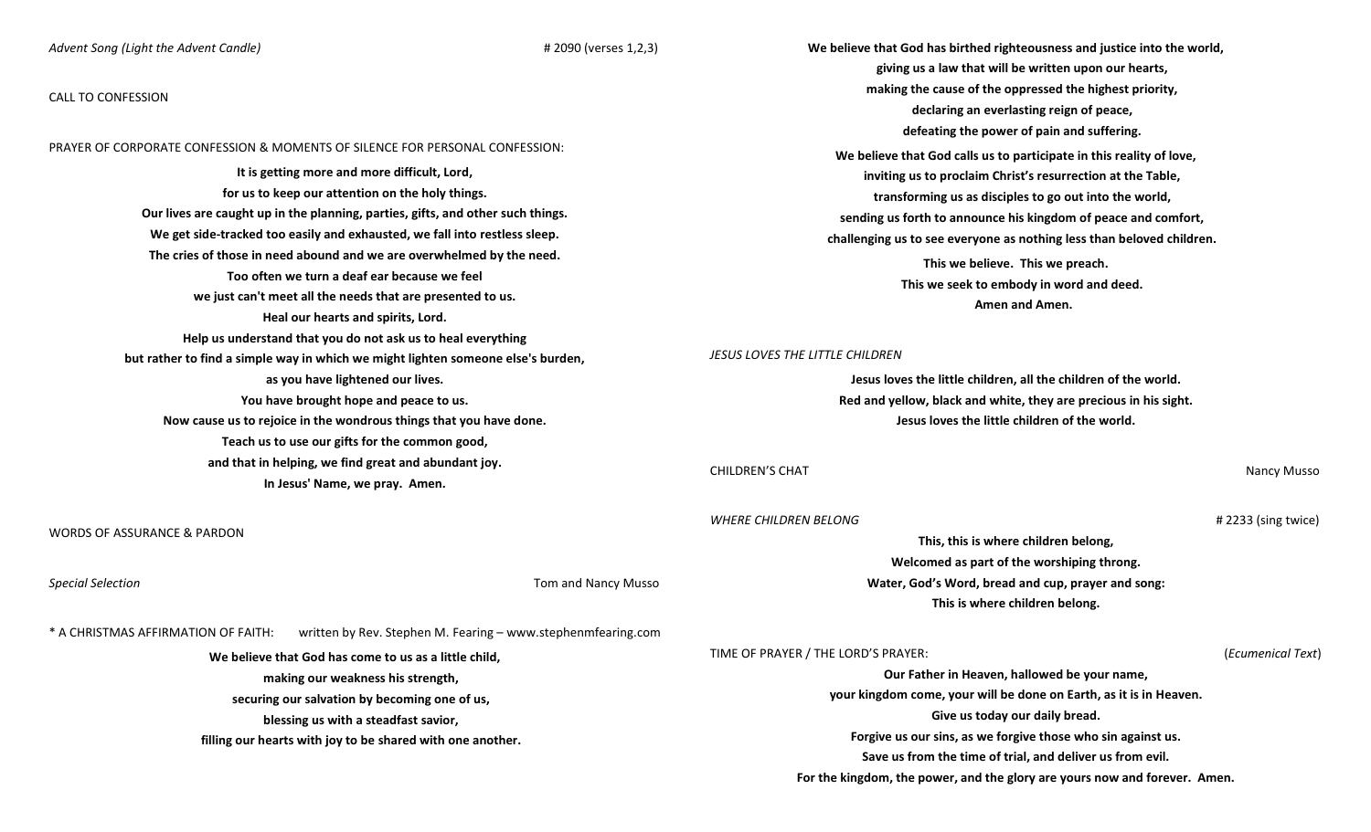*Advent Song (Light the Advent Candle)* # 2090 (verses 1,2,3)

CALL TO CONFESSION

PRAYER OF CORPORATE CONFESSION & MOMENTS OF SILENCE FOR PERSONAL CONFESSION:

**It is getting more and more difficult, Lord,**
**for us to keep our attention on the holy things.**
**Our lives are caught up in the planning, parties, gifts, and other such things.**
**We get side-tracked too easily and exhausted, we fall into restless sleep.**
**The cries of those in need abound and we are overwhelmed by the need.**
**Too often we turn a deaf ear because we feel**
**we just can't meet all the needs that are presented to us.**
**Heal our hearts and spirits, Lord.**
**Help us understand that you do not ask us to heal everything**
**but rather to find a simple way in which we might lighten someone else's burden,**
**as you have lightened our lives.**
**You have brought hope and peace to us.**
**Now cause us to rejoice in the wondrous things that you have done.**
**Teach us to use our gifts for the common good,**
**and that in helping, we find great and abundant joy.**
**In Jesus' Name, we pray. Amen.**

WORDS OF ASSURANCE & PARDON

*Special Selection* Tom and Nancy Musso

* A CHRISTMAS AFFIRMATION OF FAITH: written by Rev. Stephen M. Fearing – www.stephenmfearing.com

**We believe that God has come to us as a little child,**
**making our weakness his strength,**
**securing our salvation by becoming one of us,**
**blessing us with a steadfast savior,**
**filling our hearts with joy to be shared with one another.**

**We believe that God has birthed righteousness and justice into the world,**
**giving us a law that will be written upon our hearts,**
**making the cause of the oppressed the highest priority,**
**declaring an everlasting reign of peace,**
**defeating the power of pain and suffering.**

**We believe that God calls us to participate in this reality of love,**
**inviting us to proclaim Christ's resurrection at the Table,**
**transforming us as disciples to go out into the world,**
**sending us forth to announce his kingdom of peace and comfort,**
**challenging us to see everyone as nothing less than beloved children.**

**This we believe. This we preach.**
**This we seek to embody in word and deed.**
**Amen and Amen.**

*JESUS LOVES THE LITTLE CHILDREN*

**Jesus loves the little children, all the children of the world.**
**Red and yellow, black and white, they are precious in his sight.**
**Jesus loves the little children of the world.**

CHILDREN'S CHAT Nancy Musso

*WHERE CHILDREN BELONG* # 2233 (sing twice)

**This, this is where children belong,**
**Welcomed as part of the worshiping throng.**
**Water, God's Word, bread and cup, prayer and song:**
**This is where children belong.**

TIME OF PRAYER / THE LORD'S PRAYER: (*Ecumenical Text*)

**Our Father in Heaven, hallowed be your name,**
**your kingdom come, your will be done on Earth, as it is in Heaven.**
**Give us today our daily bread.**
**Forgive us our sins, as we forgive those who sin against us.**
**Save us from the time of trial, and deliver us from evil.**
**For the kingdom, the power, and the glory are yours now and forever. Amen.**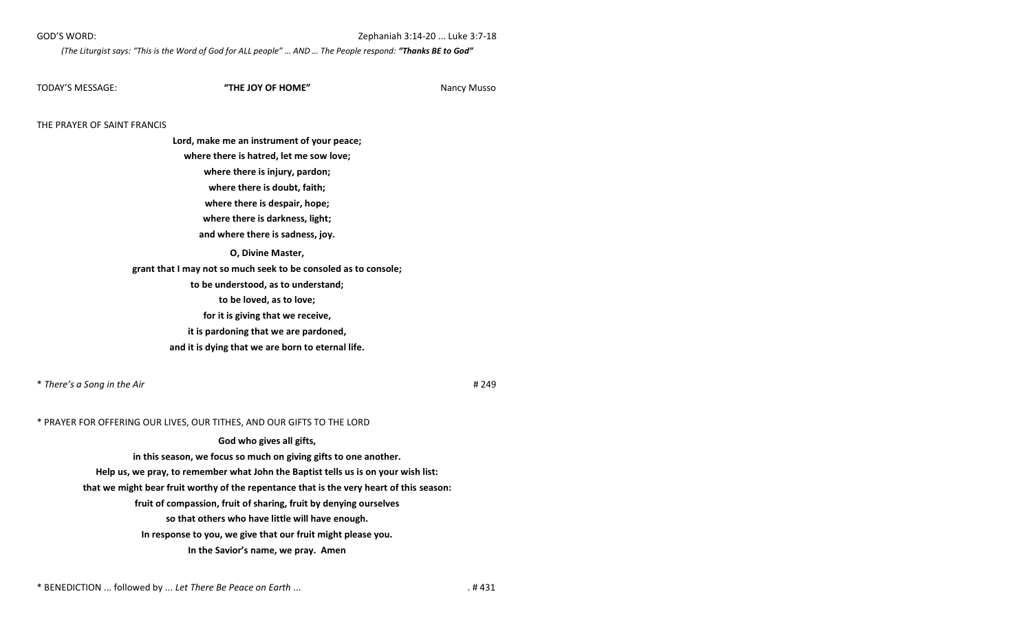GOD'S WORD: Zephaniah 3:14-20 ... Luke 3:7-18

*(The Liturgist says: "This is the Word of God for ALL people" ... AND ... The People respond: **"Thanks BE to God"***

TODAY'S MESSAGE: **"THE JOY OF HOME"** Nancy Musso

THE PRAYER OF SAINT FRANCIS

**Lord, make me an instrument of your peace;**
**where there is hatred, let me sow love;**
**where there is injury, pardon;**
**where there is doubt, faith;**
**where there is despair, hope;**
**where there is darkness, light;**
**and where there is sadness, joy.**

**O, Divine Master,**
**grant that I may not so much seek to be consoled as to console;**
**to be understood, as to understand;**
**to be loved, as to love;**
**for it is giving that we receive,**
**it is pardoning that we are pardoned,**
**and it is dying that we are born to eternal life.**

\* *There's a Song in the Air* # 249

\* PRAYER FOR OFFERING OUR LIVES, OUR TITHES, AND OUR GIFTS TO THE LORD

**God who gives all gifts,**
**in this season, we focus so much on giving gifts to one another.**
**Help us, we pray, to remember what John the Baptist tells us is on your wish list:**
**that we might bear fruit worthy of the repentance that is the very heart of this season:**
**fruit of compassion, fruit of sharing, fruit by denying ourselves**
**so that others who have little will have enough.**
**In response to you, we give that our fruit might please you.**
**In the Savior's name, we pray. Amen**

\* BENEDICTION ... followed by ... *Let There Be Peace on Earth ...* . # 431